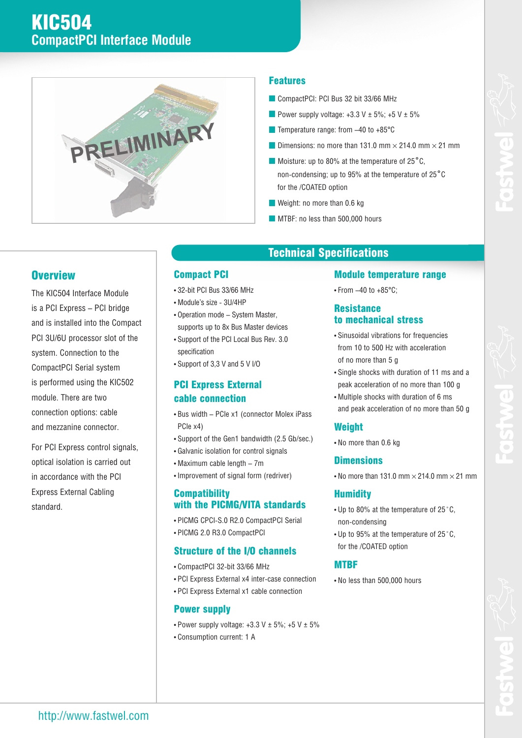# KIC504

## CompactPCI Interface Module

PRELIMINARY

### Features

- CompactPCI: PCI Bus 32 bit 33/66 MHz
- Power supply voltage: +3.3 V ± 5%; +5 V ± 5%
- Temperature range: from –40 to +85°C
- Dimensions: no more than 131.0 mm × 214.0 mm × 21 mm
- Moisture: up to 80% at the temperature of 25°C, non-condensing; up to 95% at the temperature of 25°C for the /COATED option
- Weight: no more than 0.6 kg
- MTBF: no less than 500,000 hours

## Overview

The KIC504 Interface Module is a PCI Express – PCI bridge and is installed into the Compact PCI 3U/6U processor slot of the system. Connection to the CompactPCI Serial system is performed using the KIC502 module. There are two connection options: cable and mezzanine connector.

For PCI Express control signals, optical isolation is carried out in accordance with the PCI Express External Cabling standard.

## Technical Specifications

### Compact PCI

- 32-bit PCI Bus 33/66 MHz
- Module's size - 3U/4HP
- Operation mode – System Master, supports up to 8x Bus Master devices
- Support of the PCI Local Bus Rev. 3.0 specification
- Support of 3,3 V and 5 V I/O

### PCI Express External cable connection

- Bus width – PCIe x1 (connector Molex iPass PCIe x4)
- Support of the Gen1 bandwidth (2.5 Gb/sec.)
- Galvanic isolation for control signals
- Maximum cable length – 7m
- Improvement of signal form (redriver)

### Compatibility with the PICMG/VITA standards

- PICMG CPCI-S.0 R2.0 CompactPCI Serial
- PICMG 2.0 R3.0 CompactPCI

### Structure of the I/O channels

- CompactPCI 32-bit 33/66 MHz
- PCI Express External x4 inter-case connection
- PCI Express External x1 cable connection

### Power supply

- Power supply voltage: +3.3 V ± 5%; +5 V ± 5%
- Consumption current: 1 A

### Module temperature range

- From –40 to +85°C;

### Resistance to mechanical stress

- Sinusoidal vibrations for frequencies from 10 to 500 Hz with acceleration of no more than 5 g
- Single shocks with duration of 11 ms and a peak acceleration of no more than 100 g
- Multiple shocks with duration of 6 ms and peak acceleration of no more than 50 g

### Weight

- No more than 0.6 kg

### Dimensions

- No more than 131.0 mm × 214.0 mm × 21 mm

### Humidity

- Up to 80% at the temperature of 25°C, non-condensing
- Up to 95% at the temperature of 25°C, for the /COATED option

### MTBF

- No less than 500,000 hours

http://www.fastwel.com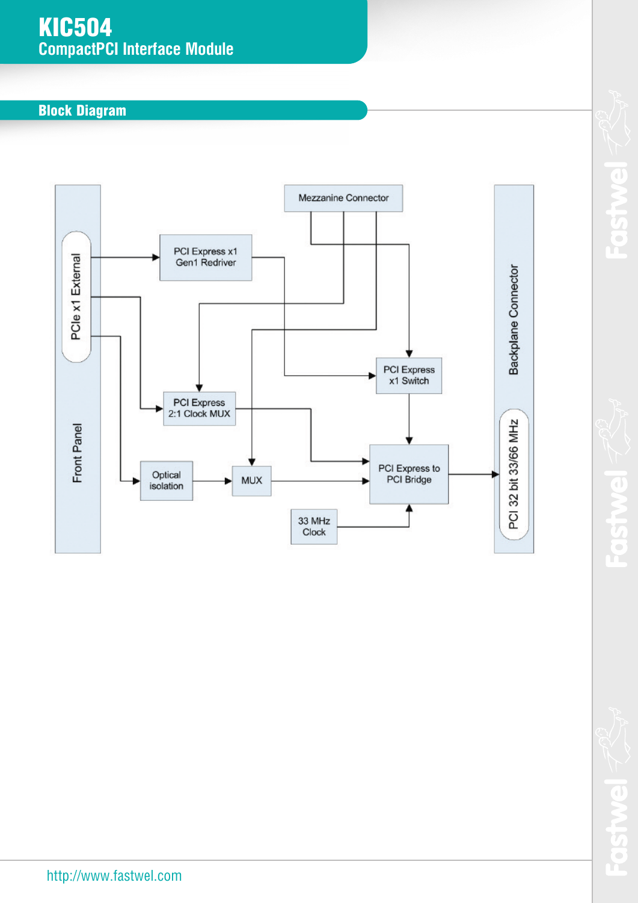# KIC504

## CompactPCI Interface Module

## Block Diagram

Front Panel

PCIe x1 External

PCI Express x1 Gen1 Redriver

Mezzanine Connector

PCI Express x1 Switch

PCI Express 2:1 Clock MUX

Optical isolation

MUX

PCI Express to PCI Bridge

33 MHz Clock

Backplane Connector

PCI 32 bit 33/66 MHz

http://www.fastwel.com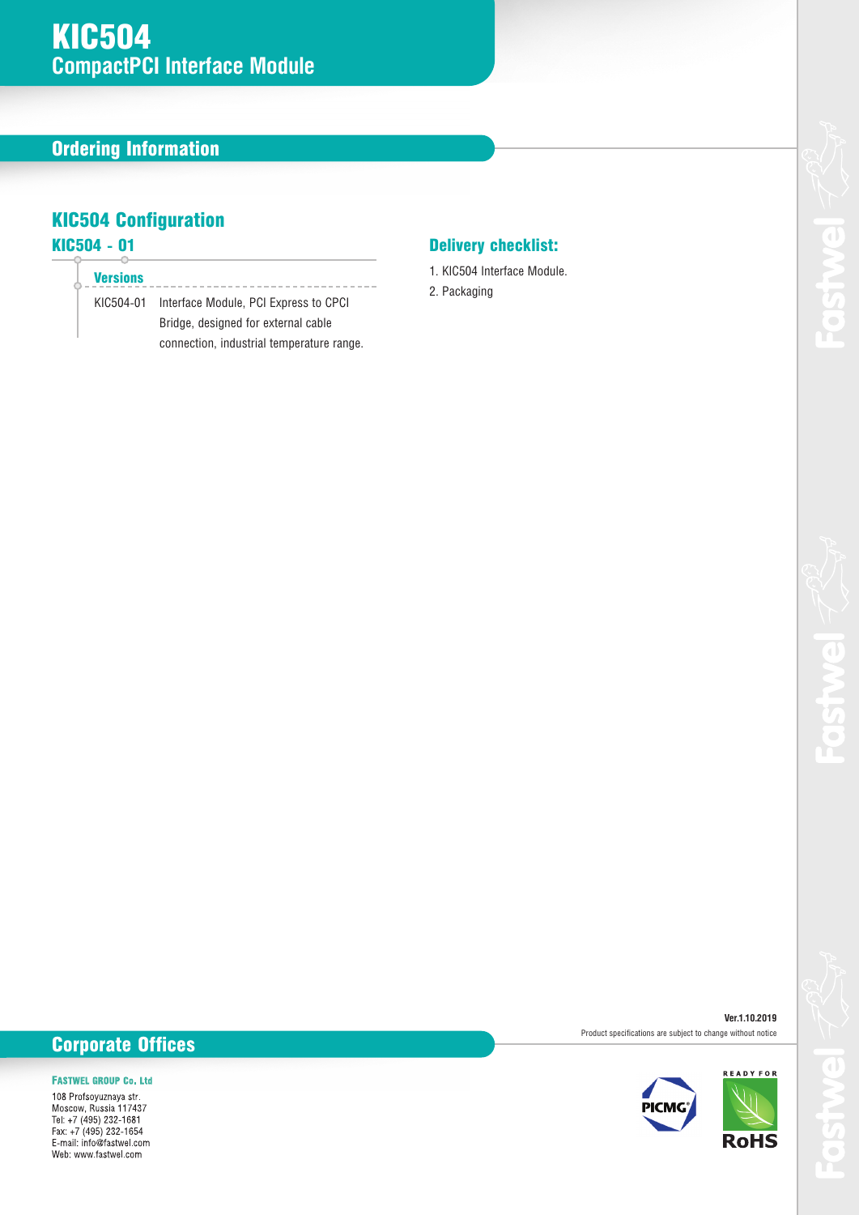# KIC504
## CompactPCI Interface Module

## Ordering Information

### KIC504 Configuration

**KIC504 - 01**

**Versions**

| | |
|---|---|
| KIC504-01 | Interface Module, PCI Express to CPCI Bridge, designed for external cable connection, industrial temperature range. |

**Delivery checklist:**

1. KIC504 Interface Module.
2. Packaging

Ver.1.10.2019

Product specifications are subject to change without notice

## Corporate Offices

**FASTWEL GROUP Co. Ltd**

108 Profsoyuznaya str.
Moscow, Russia 117437
Tel: +7 (495) 232-1681
Fax: +7 (495) 232-1654
E-mail: info@fastwel.com
Web: www.fastwel.com